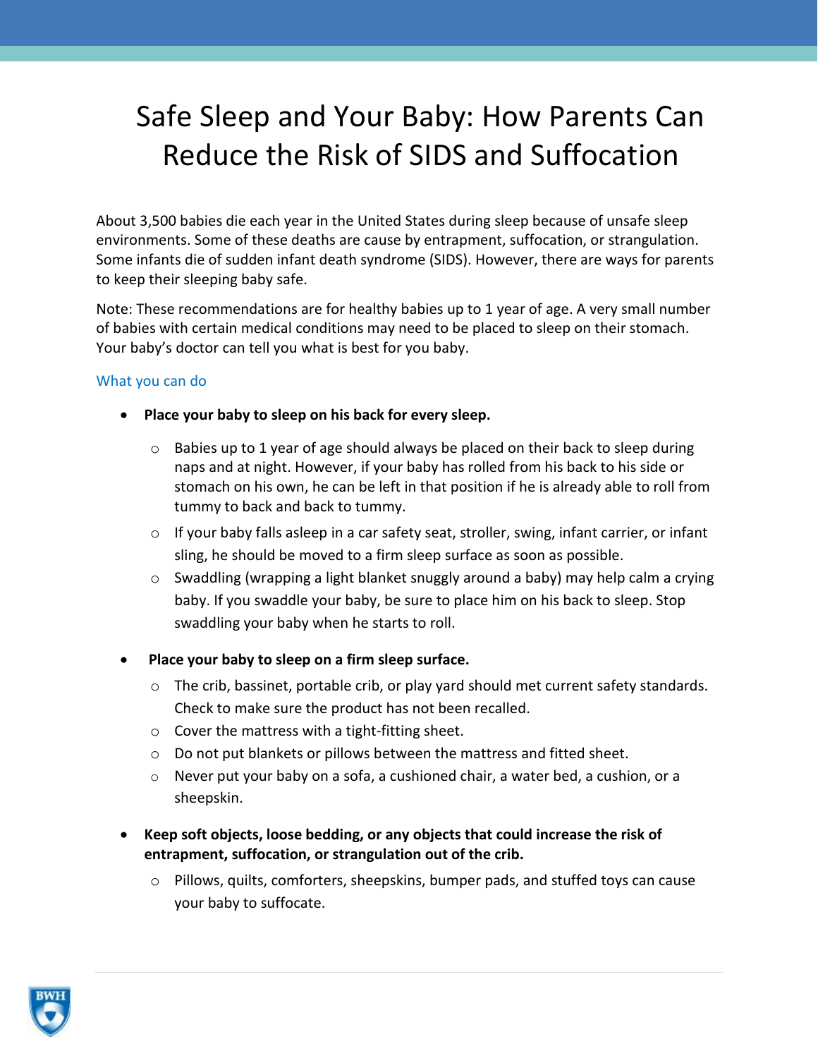# Safe Sleep and Your Baby: How Parents Can Reduce the Risk of SIDS and Suffocation

About 3,500 babies die each year in the United States during sleep because of unsafe sleep environments. Some of these deaths are cause by entrapment, suffocation, or strangulation. Some infants die of sudden infant death syndrome (SIDS). However, there are ways for parents to keep their sleeping baby safe.

Note: These recommendations are for healthy babies up to 1 year of age. A very small number of babies with certain medical conditions may need to be placed to sleep on their stomach. Your baby's doctor can tell you what is best for you baby.

## What you can do

- **Place your baby to sleep on his back for every sleep.**
  - Babies up to 1 year of age should always be placed on their back to sleep during naps and at night. However, if your baby has rolled from his back to his side or stomach on his own, he can be left in that position if he is already able to roll from tummy to back and back to tummy.
  - If your baby falls asleep in a car safety seat, stroller, swing, infant carrier, or infant sling, he should be moved to a firm sleep surface as soon as possible.
  - Swaddling (wrapping a light blanket snuggly around a baby) may help calm a crying baby. If you swaddle your baby, be sure to place him on his back to sleep. Stop swaddling your baby when he starts to roll.
- **Place your baby to sleep on a firm sleep surface.**
  - The crib, bassinet, portable crib, or play yard should met current safety standards. Check to make sure the product has not been recalled.
  - Cover the mattress with a tight-fitting sheet.
  - Do not put blankets or pillows between the mattress and fitted sheet.
  - Never put your baby on a sofa, a cushioned chair, a water bed, a cushion, or a sheepskin.
- **Keep soft objects, loose bedding, or any objects that could increase the risk of entrapment, suffocation, or strangulation out of the crib.**
  - Pillows, quilts, comforters, sheepskins, bumper pads, and stuffed toys can cause your baby to suffocate.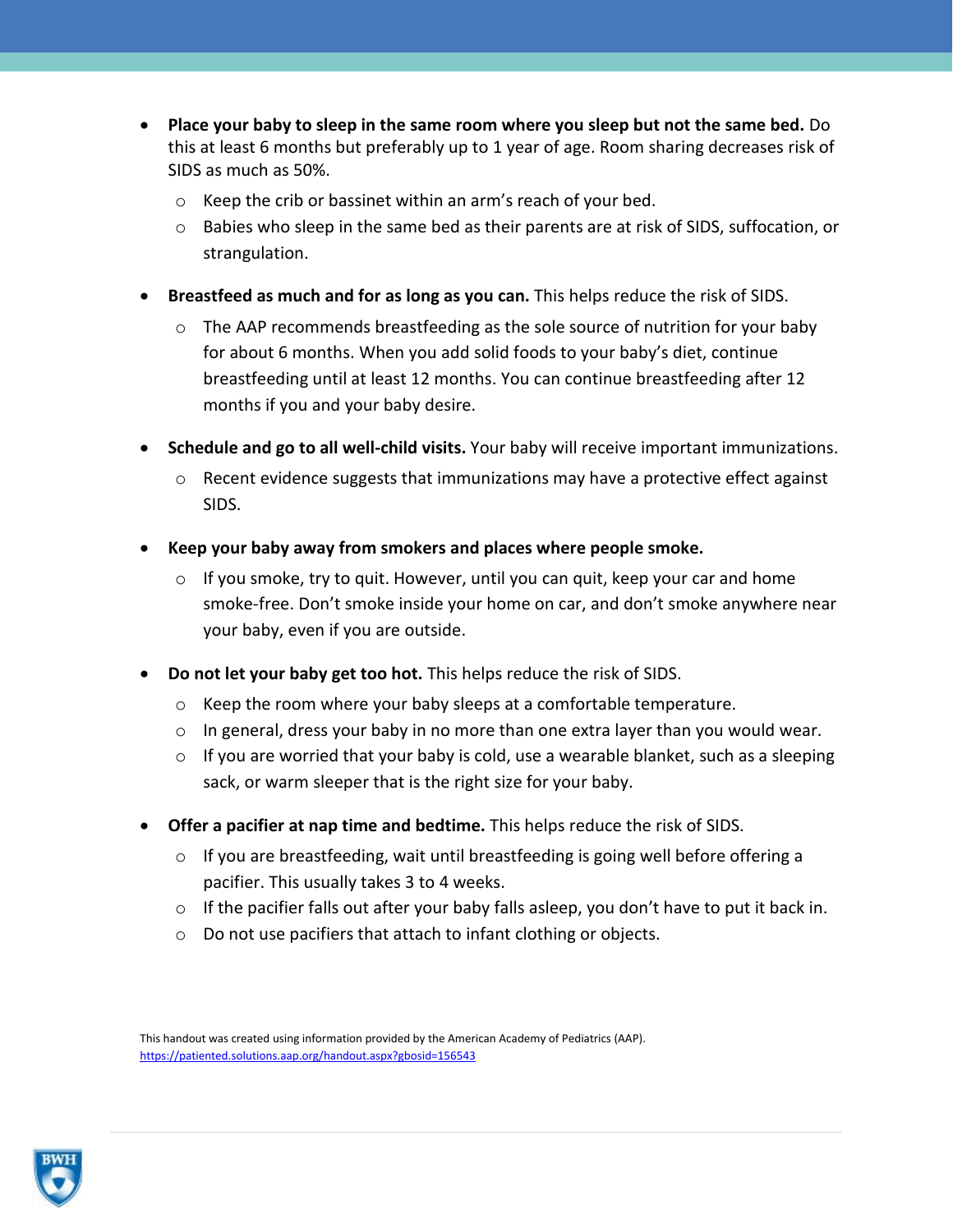- **Place your baby to sleep in the same room where you sleep but not the same bed.** Do this at least 6 months but preferably up to 1 year of age. Room sharing decreases risk of SIDS as much as 50%.
    - Keep the crib or bassinet within an arm's reach of your bed.
    - Babies who sleep in the same bed as their parents are at risk of SIDS, suffocation, or strangulation.
- **Breastfeed as much and for as long as you can.** This helps reduce the risk of SIDS.
    - The AAP recommends breastfeeding as the sole source of nutrition for your baby for about 6 months. When you add solid foods to your baby's diet, continue breastfeeding until at least 12 months. You can continue breastfeeding after 12 months if you and your baby desire.
- **Schedule and go to all well-child visits.** Your baby will receive important immunizations.
    - Recent evidence suggests that immunizations may have a protective effect against SIDS.
- **Keep your baby away from smokers and places where people smoke.**
    - If you smoke, try to quit. However, until you can quit, keep your car and home smoke-free. Don't smoke inside your home on car, and don't smoke anywhere near your baby, even if you are outside.
- **Do not let your baby get too hot.** This helps reduce the risk of SIDS.
    - Keep the room where your baby sleeps at a comfortable temperature.
    - In general, dress your baby in no more than one extra layer than you would wear.
    - If you are worried that your baby is cold, use a wearable blanket, such as a sleeping sack, or warm sleeper that is the right size for your baby.
- **Offer a pacifier at nap time and bedtime.** This helps reduce the risk of SIDS.
    - If you are breastfeeding, wait until breastfeeding is going well before offering a pacifier. This usually takes 3 to 4 weeks.
    - If the pacifier falls out after your baby falls asleep, you don't have to put it back in.
    - Do not use pacifiers that attach to infant clothing or objects.

This handout was created using information provided by the American Academy of Pediatrics (AAP). https://patiented.solutions.aap.org/handout.aspx?gbosid=156543